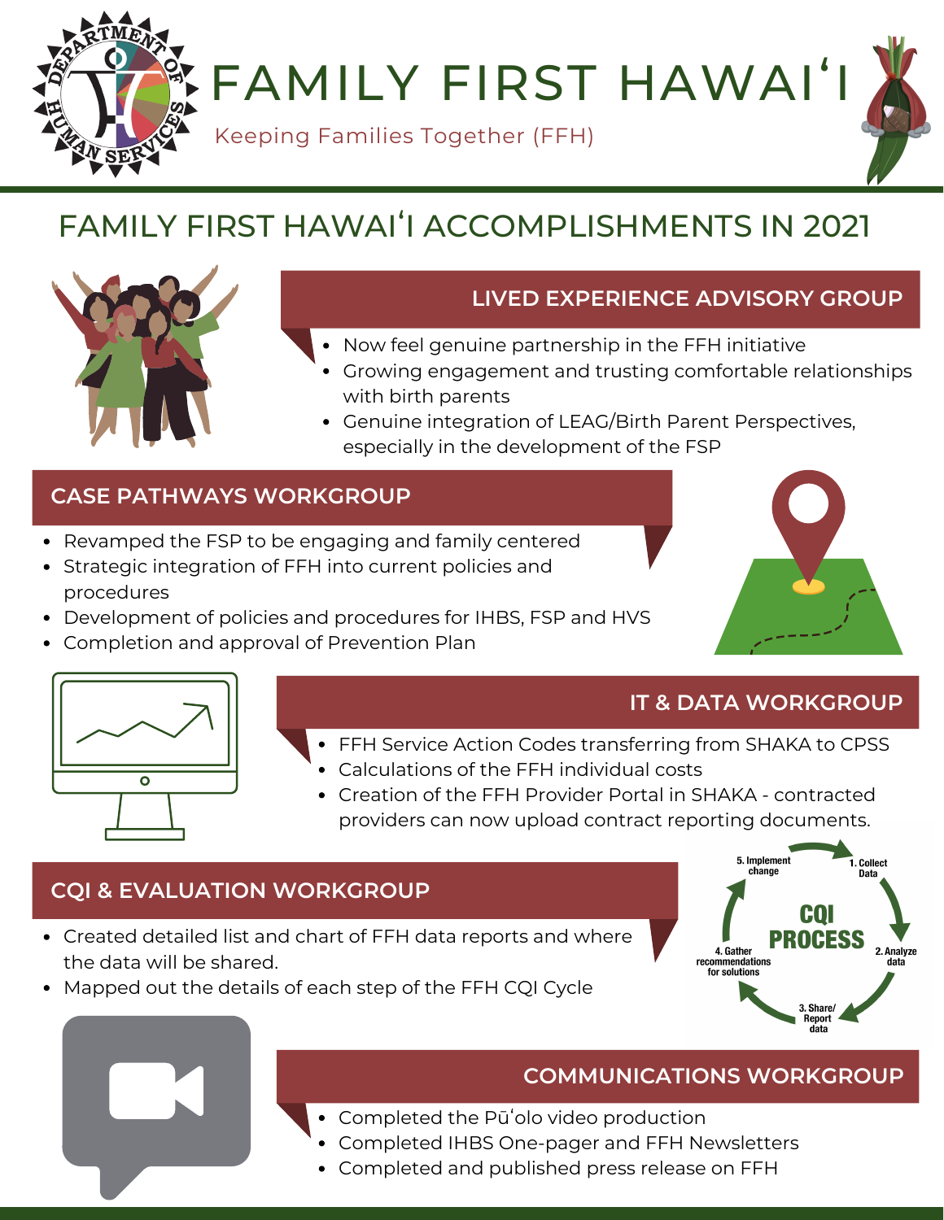# FAMILY FIRST HAWAIʻI

Keeping Families Together (FFH)

## FAMILY FIRST HAWAIʻI ACCOMPLISHMENTS IN 2021

### LIVED EXPERIENCE ADVISORY GROUP

- Now feel genuine partnership in the FFH initiative
- Growing engagement and trusting comfortable relationships with birth parents
- Genuine integration of LEAG/Birth Parent Perspectives, especially in the development of the FSP

### CASE PATHWAYS WORKGROUP

- Revamped the FSP to be engaging and family centered
- Strategic integration of FFH into current policies and procedures
- Development of policies and procedures for IHBS, FSP and HVS
- Completion and approval of Prevention Plan

### IT & DATA WORKGROUP

- FFH Service Action Codes transferring from SHAKA to CPSS
- Calculations of the FFH individual costs
- Creation of the FFH Provider Portal in SHAKA - contracted providers can now upload contract reporting documents.

### CQI & EVALUATION WORKGROUP

- Created detailed list and chart of FFH data reports and where the data will be shared.
- Mapped out the details of each step of the FFH CQI Cycle

CQI PROCESS: 1. Collect Data → 2. Analyze data → 3. Share/Report data → 4. Gather recommendations for solutions → 5. Implement change

### COMMUNICATIONS WORKGROUP

- Completed the Pūʻolo video production
- Completed IHBS One-pager and FFH Newsletters
- Completed and published press release on FFH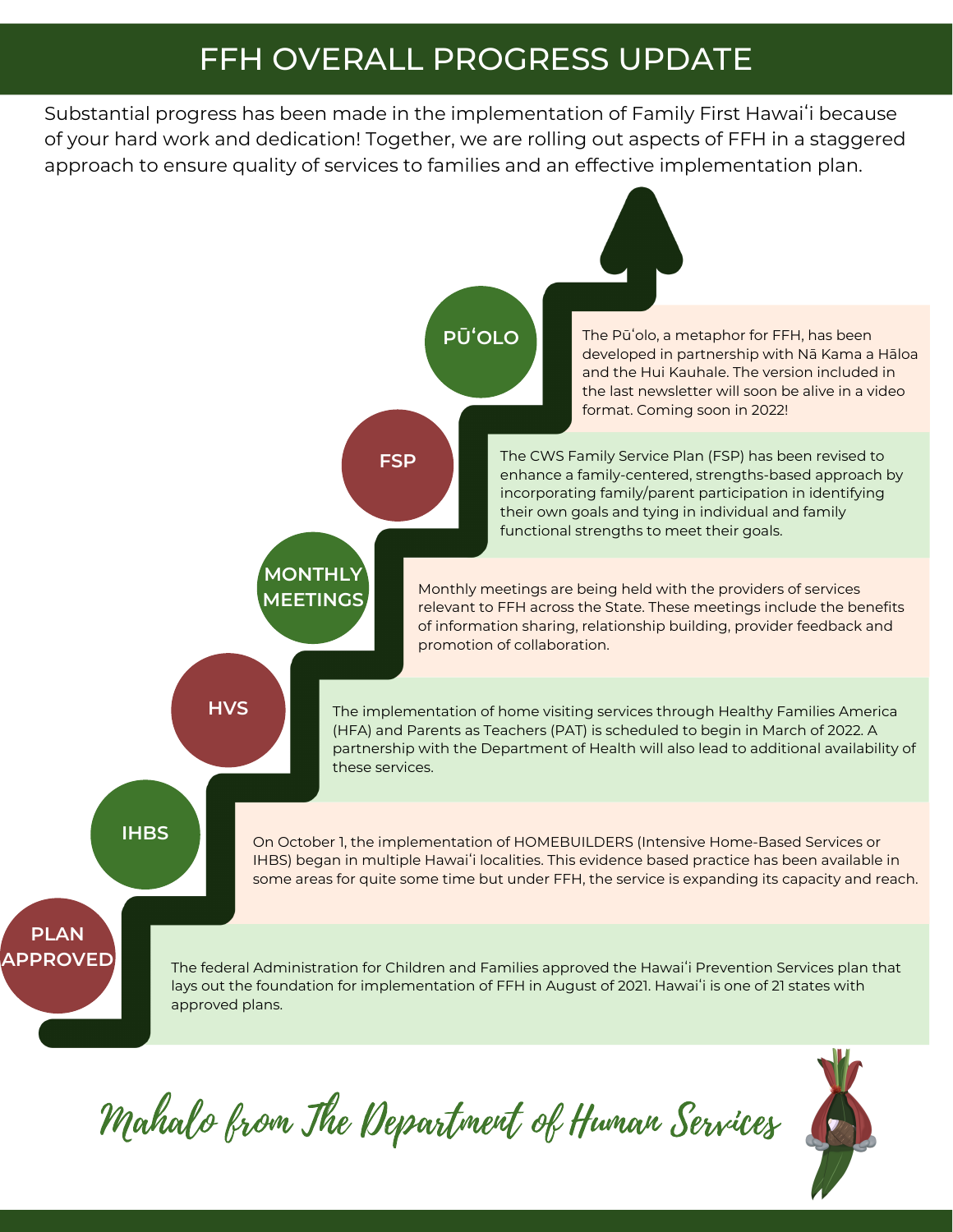# FFH OVERALL PROGRESS UPDATE

Substantial progress has been made in the implementation of Family First Hawaiʻi because of your hard work and dedication! Together, we are rolling out aspects of FFH in a staggered approach to ensure quality of services to families and an effective implementation plan.

**PLAN APPROVED**

The federal Administration for Children and Families approved the Hawaiʻi Prevention Services plan that lays out the foundation for implementation of FFH in August of 2021. Hawaiʻi is one of 21 states with approved plans.

**IHBS**

On October 1, the implementation of HOMEBUILDERS (Intensive Home-Based Services or IHBS) began in multiple Hawaiʻi localities. This evidence based practice has been available in some areas for quite some time but under FFH, the service is expanding its capacity and reach.

**HVS**

The implementation of home visiting services through Healthy Families America (HFA) and Parents as Teachers (PAT) is scheduled to begin in March of 2022. A partnership with the Department of Health will also lead to additional availability of these services.

**MONTHLY MEETINGS**

Monthly meetings are being held with the providers of services relevant to FFH across the State. These meetings include the benefits of information sharing, relationship building, provider feedback and promotion of collaboration.

**FSP**

The CWS Family Service Plan (FSP) has been revised to enhance a family-centered, strengths-based approach by incorporating family/parent participation in identifying their own goals and tying in individual and family functional strengths to meet their goals.

**PŪʻOLO**

The Pūʻolo, a metaphor for FFH, has been developed in partnership with Nā Kama a Hāloa and the Hui Kauhale. The version included in the last newsletter will soon be alive in a video format. Coming soon in 2022!

*Mahalo from The Department of Human Services*